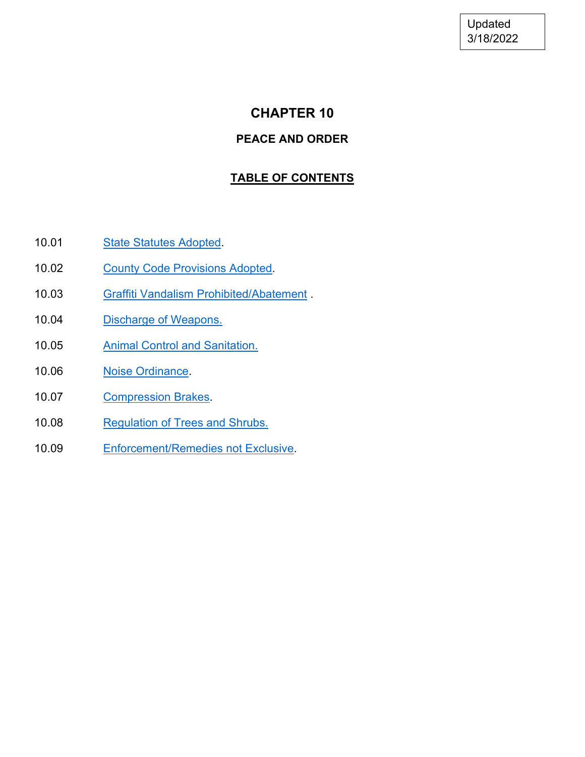Updated 3/18/2022

# CHAPTER 10

## PEACE AND ORDER

### TABLE OF CONTENTS

| | |
|---|---|
| 10.01 | State Statutes Adopted. |
| 10.02 | County Code Provisions Adopted. |
| 10.03 | Graffiti Vandalism Prohibited/Abatement . |
| 10.04 | Discharge of Weapons. |
| 10.05 | Animal Control and Sanitation. |
| 10.06 | Noise Ordinance. |
| 10.07 | Compression Brakes. |
| 10.08 | Regulation of Trees and Shrubs. |
| 10.09 | Enforcement/Remedies not Exclusive. |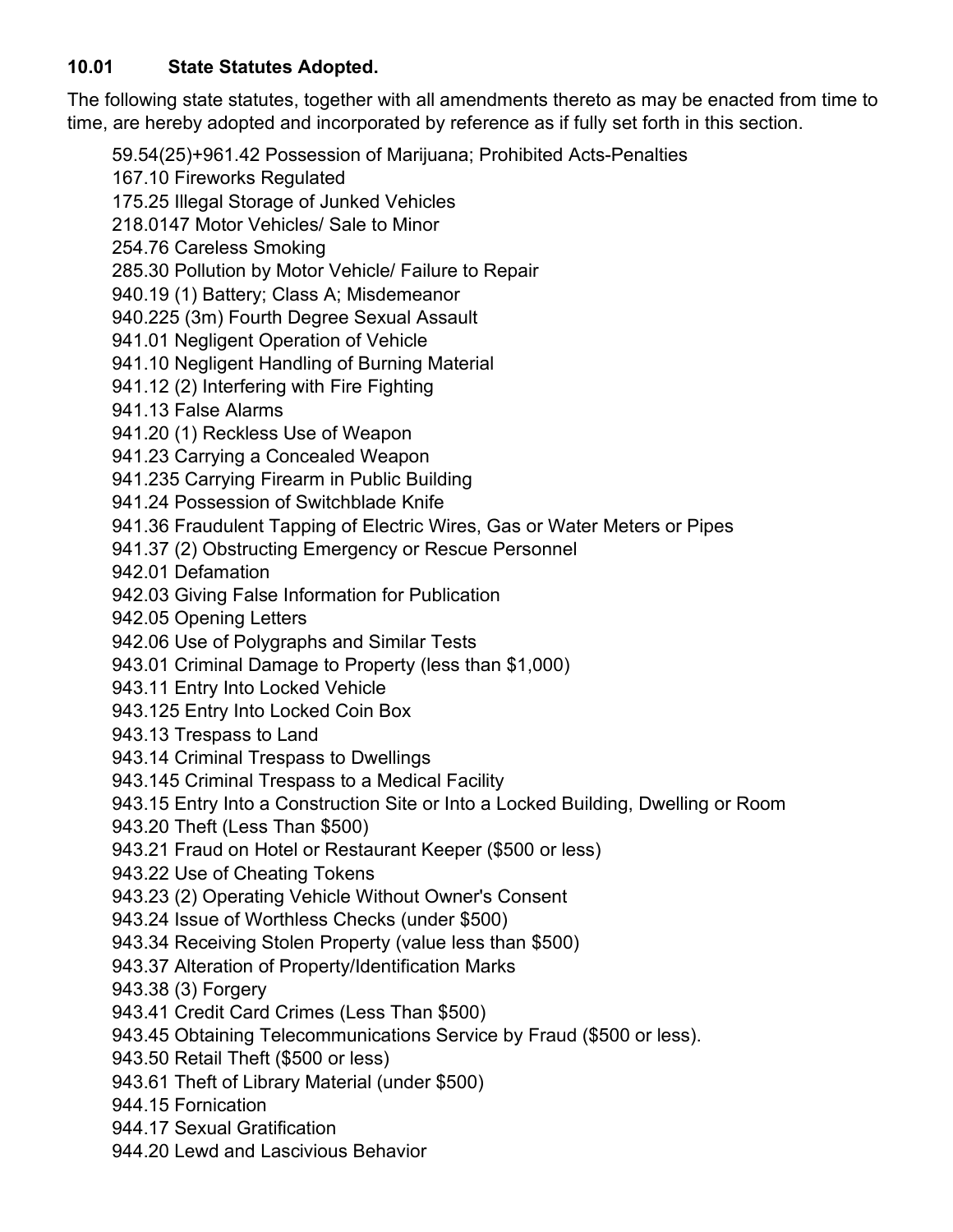### 10.01 State Statutes Adopted.

The following state statutes, together with all amendments thereto as may be enacted from time to time, are hereby adopted and incorporated by reference as if fully set forth in this section.

59.54(25)+961.42 Possession of Marijuana; Prohibited Acts-Penalties
167.10 Fireworks Regulated
175.25 Illegal Storage of Junked Vehicles
218.0147 Motor Vehicles/ Sale to Minor
254.76 Careless Smoking
285.30 Pollution by Motor Vehicle/ Failure to Repair
940.19 (1) Battery; Class A; Misdemeanor
940.225 (3m) Fourth Degree Sexual Assault
941.01 Negligent Operation of Vehicle
941.10 Negligent Handling of Burning Material
941.12 (2) Interfering with Fire Fighting
941.13 False Alarms
941.20 (1) Reckless Use of Weapon
941.23 Carrying a Concealed Weapon
941.235 Carrying Firearm in Public Building
941.24 Possession of Switchblade Knife
941.36 Fraudulent Tapping of Electric Wires, Gas or Water Meters or Pipes
941.37 (2) Obstructing Emergency or Rescue Personnel
942.01 Defamation
942.03 Giving False Information for Publication
942.05 Opening Letters
942.06 Use of Polygraphs and Similar Tests
943.01 Criminal Damage to Property (less than $1,000)
943.11 Entry Into Locked Vehicle
943.125 Entry Into Locked Coin Box
943.13 Trespass to Land
943.14 Criminal Trespass to Dwellings
943.145 Criminal Trespass to a Medical Facility
943.15 Entry Into a Construction Site or Into a Locked Building, Dwelling or Room
943.20 Theft (Less Than $500)
943.21 Fraud on Hotel or Restaurant Keeper ($500 or less)
943.22 Use of Cheating Tokens
943.23 (2) Operating Vehicle Without Owner's Consent
943.24 Issue of Worthless Checks (under $500)
943.34 Receiving Stolen Property (value less than $500)
943.37 Alteration of Property/Identification Marks
943.38 (3) Forgery
943.41 Credit Card Crimes (Less Than $500)
943.45 Obtaining Telecommunications Service by Fraud ($500 or less).
943.50 Retail Theft ($500 or less)
943.61 Theft of Library Material (under $500)
944.15 Fornication
944.17 Sexual Gratification
944.20 Lewd and Lascivious Behavior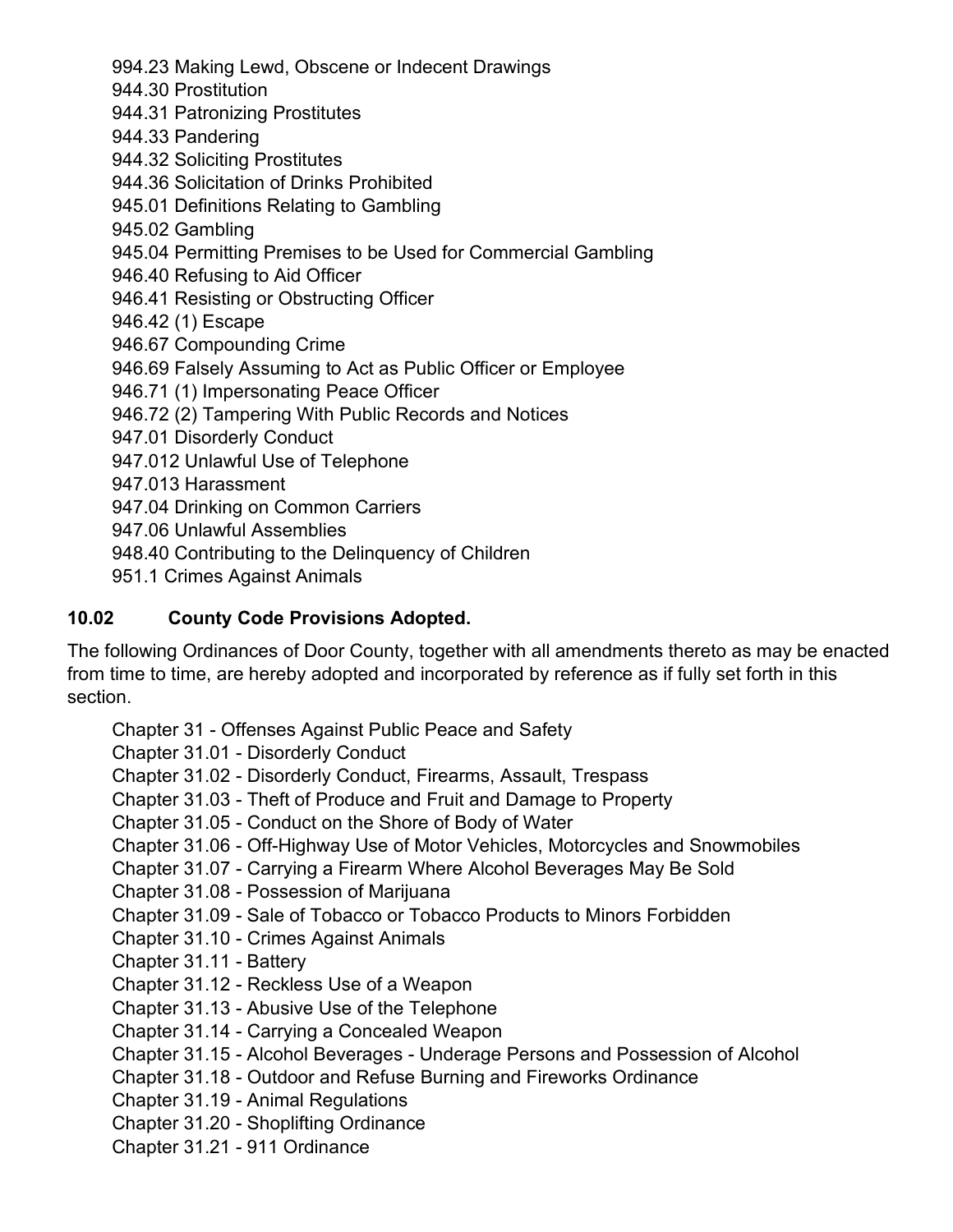994.23 Making Lewd, Obscene or Indecent Drawings
944.30 Prostitution
944.31 Patronizing Prostitutes
944.33 Pandering
944.32 Soliciting Prostitutes
944.36 Solicitation of Drinks Prohibited
945.01 Definitions Relating to Gambling
945.02 Gambling
945.04 Permitting Premises to be Used for Commercial Gambling
946.40 Refusing to Aid Officer
946.41 Resisting or Obstructing Officer
946.42 (1) Escape
946.67 Compounding Crime
946.69 Falsely Assuming to Act as Public Officer or Employee
946.71 (1) Impersonating Peace Officer
946.72 (2) Tampering With Public Records and Notices
947.01 Disorderly Conduct
947.012 Unlawful Use of Telephone
947.013 Harassment
947.04 Drinking on Common Carriers
947.06 Unlawful Assemblies
948.40 Contributing to the Delinquency of Children
951.1 Crimes Against Animals

**10.02 County Code Provisions Adopted.**

The following Ordinances of Door County, together with all amendments thereto as may be enacted from time to time, are hereby adopted and incorporated by reference as if fully set forth in this section.

Chapter 31 - Offenses Against Public Peace and Safety
Chapter 31.01 - Disorderly Conduct
Chapter 31.02 - Disorderly Conduct, Firearms, Assault, Trespass
Chapter 31.03 - Theft of Produce and Fruit and Damage to Property
Chapter 31.05 - Conduct on the Shore of Body of Water
Chapter 31.06 - Off-Highway Use of Motor Vehicles, Motorcycles and Snowmobiles
Chapter 31.07 - Carrying a Firearm Where Alcohol Beverages May Be Sold
Chapter 31.08 - Possession of Marijuana
Chapter 31.09 - Sale of Tobacco or Tobacco Products to Minors Forbidden
Chapter 31.10 - Crimes Against Animals
Chapter 31.11 - Battery
Chapter 31.12 - Reckless Use of a Weapon
Chapter 31.13 - Abusive Use of the Telephone
Chapter 31.14 - Carrying a Concealed Weapon
Chapter 31.15 - Alcohol Beverages - Underage Persons and Possession of Alcohol
Chapter 31.18 - Outdoor and Refuse Burning and Fireworks Ordinance
Chapter 31.19 - Animal Regulations
Chapter 31.20 - Shoplifting Ordinance
Chapter 31.21 - 911 Ordinance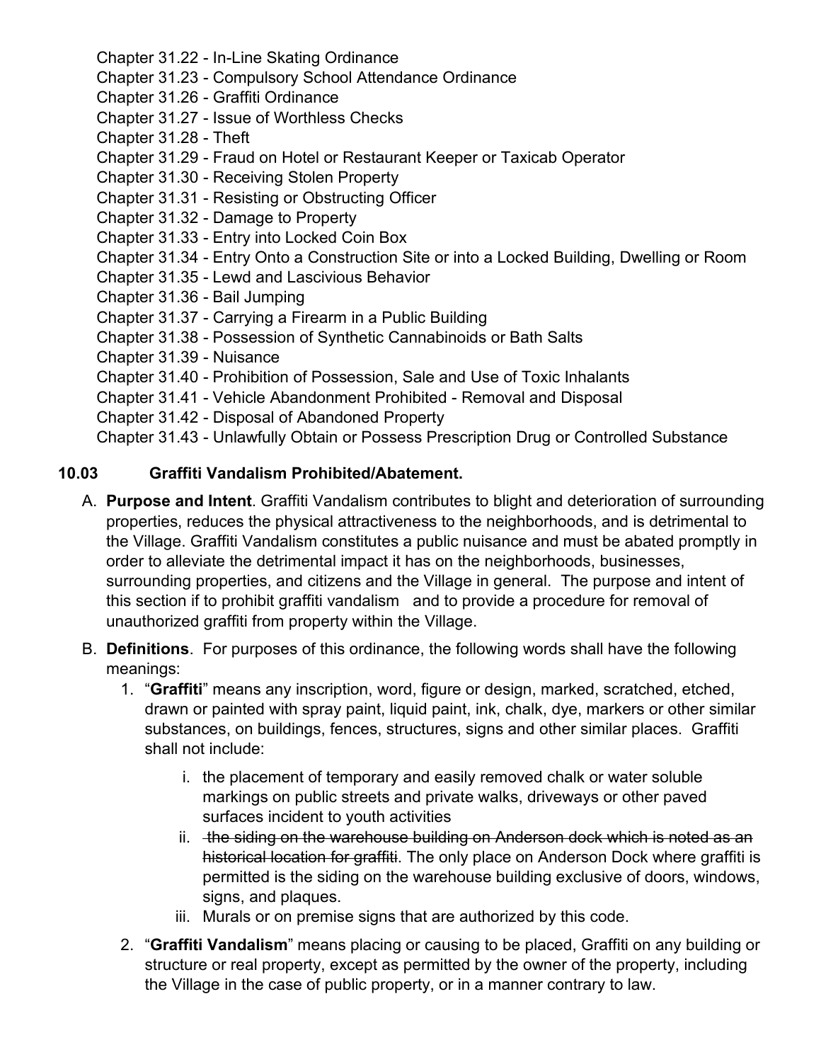- Chapter 31.22 - In-Line Skating Ordinance
- Chapter 31.23 - Compulsory School Attendance Ordinance
- Chapter 31.26 - Graffiti Ordinance
- Chapter 31.27 - Issue of Worthless Checks
- Chapter 31.28 - Theft
- Chapter 31.29 - Fraud on Hotel or Restaurant Keeper or Taxicab Operator
- Chapter 31.30 - Receiving Stolen Property
- Chapter 31.31 - Resisting or Obstructing Officer
- Chapter 31.32 - Damage to Property
- Chapter 31.33 - Entry into Locked Coin Box
- Chapter 31.34 - Entry Onto a Construction Site or into a Locked Building, Dwelling or Room
- Chapter 31.35 - Lewd and Lascivious Behavior
- Chapter 31.36 - Bail Jumping
- Chapter 31.37 - Carrying a Firearm in a Public Building
- Chapter 31.38 - Possession of Synthetic Cannabinoids or Bath Salts
- Chapter 31.39 - Nuisance
- Chapter 31.40 - Prohibition of Possession, Sale and Use of Toxic Inhalants
- Chapter 31.41 - Vehicle Abandonment Prohibited - Removal and Disposal
- Chapter 31.42 - Disposal of Abandoned Property
- Chapter 31.43 - Unlawfully Obtain or Possess Prescription Drug or Controlled Substance

**10.03 Graffiti Vandalism Prohibited/Abatement.**

A. **Purpose and Intent**. Graffiti Vandalism contributes to blight and deterioration of surrounding properties, reduces the physical attractiveness to the neighborhoods, and is detrimental to the Village. Graffiti Vandalism constitutes a public nuisance and must be abated promptly in order to alleviate the detrimental impact it has on the neighborhoods, businesses, surrounding properties, and citizens and the Village in general. The purpose and intent of this section if to prohibit graffiti vandalism and to provide a procedure for removal of unauthorized graffiti from property within the Village.

B. **Definitions**. For purposes of this ordinance, the following words shall have the following meanings:

1. "**Graffiti**" means any inscription, word, figure or design, marked, scratched, etched, drawn or painted with spray paint, liquid paint, ink, chalk, dye, markers or other similar substances, on buildings, fences, structures, signs and other similar places. Graffiti shall not include:

   i. the placement of temporary and easily removed chalk or water soluble markings on public streets and private walks, driveways or other paved surfaces incident to youth activities

   ii. ~~the siding on the warehouse building on Anderson dock which is noted as an historical location for graffiti~~. The only place on Anderson Dock where graffiti is permitted is the siding on the warehouse building exclusive of doors, windows, signs, and plaques.

   iii. Murals or on premise signs that are authorized by this code.

2. "**Graffiti Vandalism**" means placing or causing to be placed, Graffiti on any building or structure or real property, except as permitted by the owner of the property, including the Village in the case of public property, or in a manner contrary to law.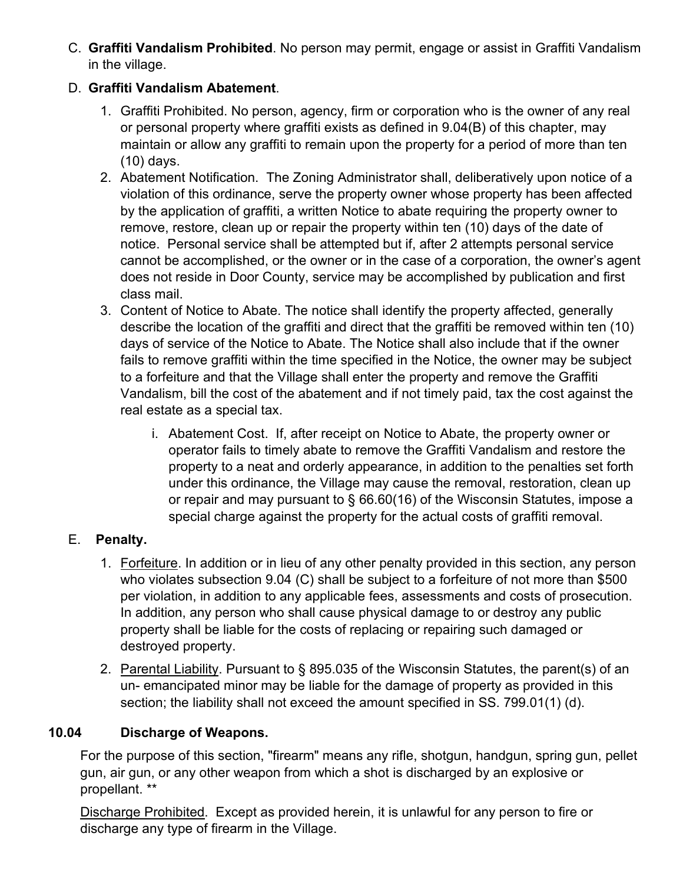C. **Graffiti Vandalism Prohibited**. No person may permit, engage or assist in Graffiti Vandalism in the village.

D. **Graffiti Vandalism Abatement**.

1. Graffiti Prohibited. No person, agency, firm or corporation who is the owner of any real or personal property where graffiti exists as defined in 9.04(B) of this chapter, may maintain or allow any graffiti to remain upon the property for a period of more than ten (10) days.
2. Abatement Notification. The Zoning Administrator shall, deliberatively upon notice of a violation of this ordinance, serve the property owner whose property has been affected by the application of graffiti, a written Notice to abate requiring the property owner to remove, restore, clean up or repair the property within ten (10) days of the date of notice. Personal service shall be attempted but if, after 2 attempts personal service cannot be accomplished, or the owner or in the case of a corporation, the owner's agent does not reside in Door County, service may be accomplished by publication and first class mail.
3. Content of Notice to Abate. The notice shall identify the property affected, generally describe the location of the graffiti and direct that the graffiti be removed within ten (10) days of service of the Notice to Abate. The Notice shall also include that if the owner fails to remove graffiti within the time specified in the Notice, the owner may be subject to a forfeiture and that the Village shall enter the property and remove the Graffiti Vandalism, bill the cost of the abatement and if not timely paid, tax the cost against the real estate as a special tax.

    i. Abatement Cost. If, after receipt on Notice to Abate, the property owner or operator fails to timely abate to remove the Graffiti Vandalism and restore the property to a neat and orderly appearance, in addition to the penalties set forth under this ordinance, the Village may cause the removal, restoration, clean up or repair and may pursuant to § 66.60(16) of the Wisconsin Statutes, impose a special charge against the property for the actual costs of graffiti removal.

E. **Penalty.**

1. <u>Forfeiture</u>. In addition or in lieu of any other penalty provided in this section, any person who violates subsection 9.04 (C) shall be subject to a forfeiture of not more than $500 per violation, in addition to any applicable fees, assessments and costs of prosecution. In addition, any person who shall cause physical damage to or destroy any public property shall be liable for the costs of replacing or repairing such damaged or destroyed property.
2. <u>Parental Liability</u>. Pursuant to § 895.035 of the Wisconsin Statutes, the parent(s) of an un- emancipated minor may be liable for the damage of property as provided in this section; the liability shall not exceed the amount specified in SS. 799.01(1) (d).

## 10.04 Discharge of Weapons.

For the purpose of this section, "firearm" means any rifle, shotgun, handgun, spring gun, pellet gun, air gun, or any other weapon from which a shot is discharged by an explosive or propellant. **

<u>Discharge Prohibited</u>. Except as provided herein, it is unlawful for any person to fire or discharge any type of firearm in the Village.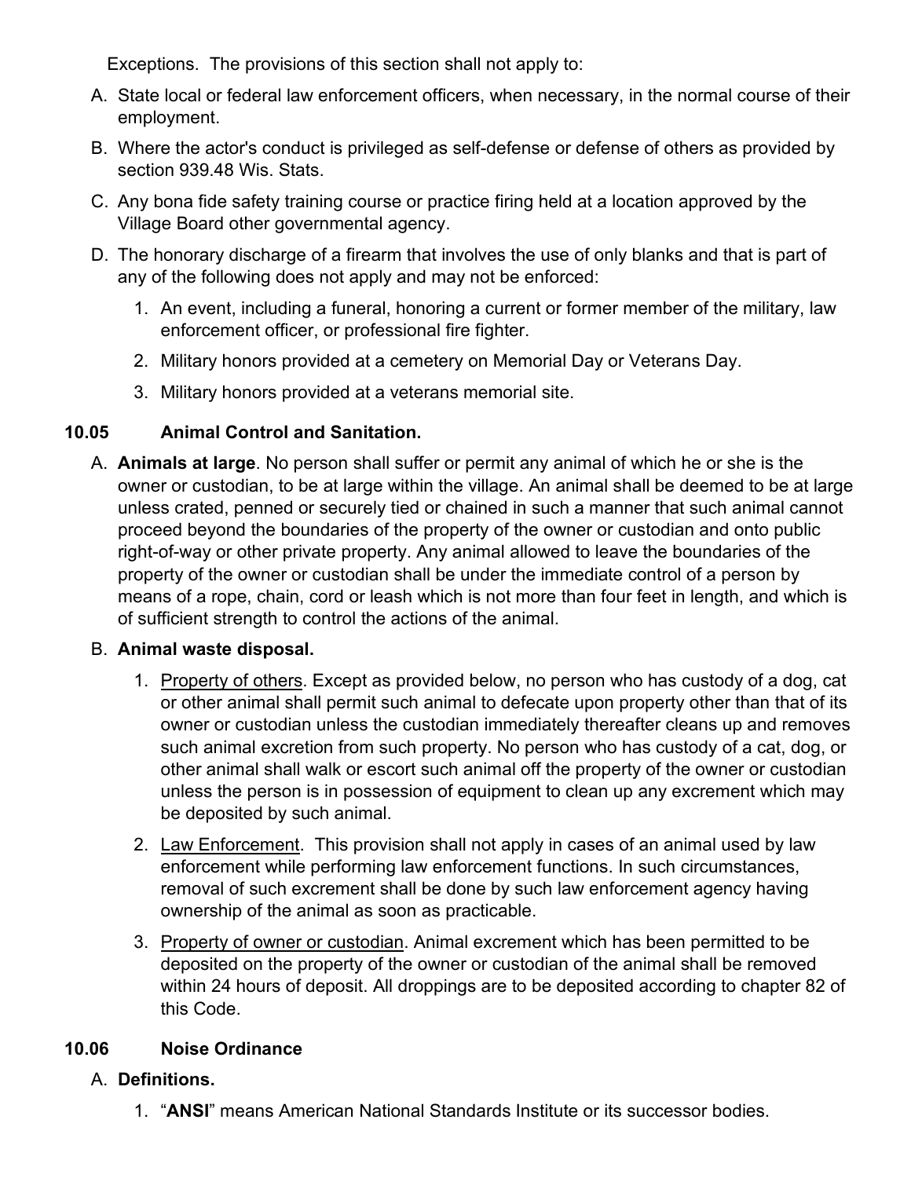Exceptions. The provisions of this section shall not apply to:

A. State local or federal law enforcement officers, when necessary, in the normal course of their employment.

B. Where the actor's conduct is privileged as self-defense or defense of others as provided by section 939.48 Wis. Stats.

C. Any bona fide safety training course or practice firing held at a location approved by the Village Board other governmental agency.

D. The honorary discharge of a firearm that involves the use of only blanks and that is part of any of the following does not apply and may not be enforced:

   1. An event, including a funeral, honoring a current or former member of the military, law enforcement officer, or professional fire fighter.

   2. Military honors provided at a cemetery on Memorial Day or Veterans Day.

   3. Military honors provided at a veterans memorial site.

## 10.05 Animal Control and Sanitation.

A. **Animals at large**. No person shall suffer or permit any animal of which he or she is the owner or custodian, to be at large within the village. An animal shall be deemed to be at large unless crated, penned or securely tied or chained in such a manner that such animal cannot proceed beyond the boundaries of the property of the owner or custodian and onto public right-of-way or other private property. Any animal allowed to leave the boundaries of the property of the owner or custodian shall be under the immediate control of a person by means of a rope, chain, cord or leash which is not more than four feet in length, and which is of sufficient strength to control the actions of the animal.

B. **Animal waste disposal.**

   1. Property of others. Except as provided below, no person who has custody of a dog, cat or other animal shall permit such animal to defecate upon property other than that of its owner or custodian unless the custodian immediately thereafter cleans up and removes such animal excretion from such property. No person who has custody of a cat, dog, or other animal shall walk or escort such animal off the property of the owner or custodian unless the person is in possession of equipment to clean up any excrement which may be deposited by such animal.

   2. Law Enforcement. This provision shall not apply in cases of an animal used by law enforcement while performing law enforcement functions. In such circumstances, removal of such excrement shall be done by such law enforcement agency having ownership of the animal as soon as practicable.

   3. Property of owner or custodian. Animal excrement which has been permitted to be deposited on the property of the owner or custodian of the animal shall be removed within 24 hours of deposit. All droppings are to be deposited according to chapter 82 of this Code.

## 10.06 Noise Ordinance

A. **Definitions.**

   1. "**ANSI**" means American National Standards Institute or its successor bodies.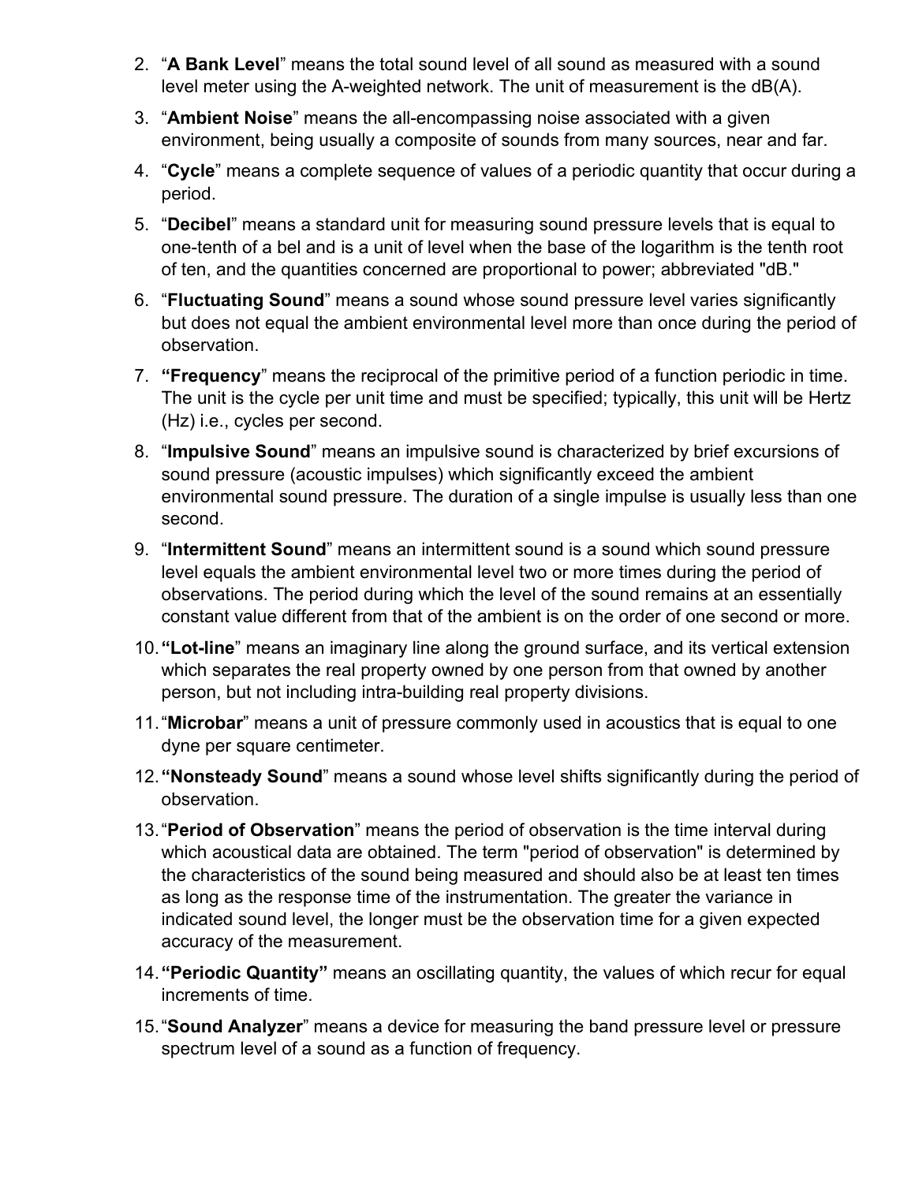2. "**A Bank Level**" means the total sound level of all sound as measured with a sound level meter using the A-weighted network. The unit of measurement is the dB(A).
3. "**Ambient Noise**" means the all-encompassing noise associated with a given environment, being usually a composite of sounds from many sources, near and far.
4. "**Cycle**" means a complete sequence of values of a periodic quantity that occur during a period.
5. "**Decibel**" means a standard unit for measuring sound pressure levels that is equal to one-tenth of a bel and is a unit of level when the base of the logarithm is the tenth root of ten, and the quantities concerned are proportional to power; abbreviated "dB."
6. "**Fluctuating Sound**" means a sound whose sound pressure level varies significantly but does not equal the ambient environmental level more than once during the period of observation.
7. **"Frequency**" means the reciprocal of the primitive period of a function periodic in time. The unit is the cycle per unit time and must be specified; typically, this unit will be Hertz (Hz) i.e., cycles per second.
8. "**Impulsive Sound**" means an impulsive sound is characterized by brief excursions of sound pressure (acoustic impulses) which significantly exceed the ambient environmental sound pressure. The duration of a single impulse is usually less than one second.
9. "**Intermittent Sound**" means an intermittent sound is a sound which sound pressure level equals the ambient environmental level two or more times during the period of observations. The period during which the level of the sound remains at an essentially constant value different from that of the ambient is on the order of one second or more.
10. **"Lot-line**" means an imaginary line along the ground surface, and its vertical extension which separates the real property owned by one person from that owned by another person, but not including intra-building real property divisions.
11. "**Microbar**" means a unit of pressure commonly used in acoustics that is equal to one dyne per square centimeter.
12. **"Nonsteady Sound**" means a sound whose level shifts significantly during the period of observation.
13. "**Period of Observation**" means the period of observation is the time interval during which acoustical data are obtained. The term "period of observation" is determined by the characteristics of the sound being measured and should also be at least ten times as long as the response time of the instrumentation. The greater the variance in indicated sound level, the longer must be the observation time for a given expected accuracy of the measurement.
14. **"Periodic Quantity"** means an oscillating quantity, the values of which recur for equal increments of time.
15. "**Sound Analyzer**" means a device for measuring the band pressure level or pressure spectrum level of a sound as a function of frequency.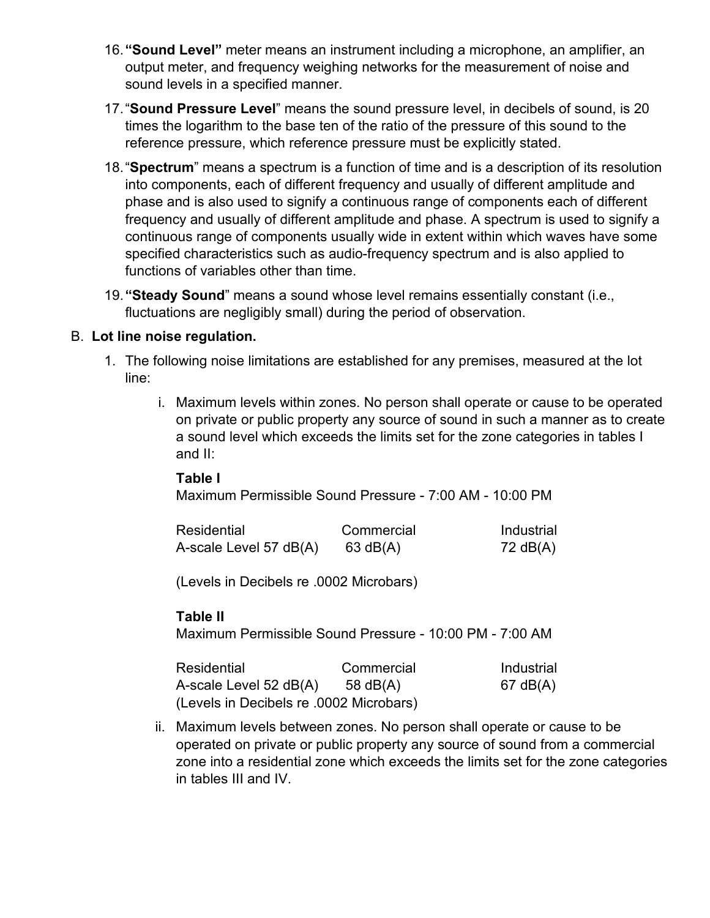16. **"Sound Level"** meter means an instrument including a microphone, an amplifier, an output meter, and frequency weighing networks for the measurement of noise and sound levels in a specified manner.

17. "**Sound Pressure Level**" means the sound pressure level, in decibels of sound, is 20 times the logarithm to the base ten of the ratio of the pressure of this sound to the reference pressure, which reference pressure must be explicitly stated.

18. "**Spectrum**" means a spectrum is a function of time and is a description of its resolution into components, each of different frequency and usually of different amplitude and phase and is also used to signify a continuous range of components each of different frequency and usually of different amplitude and phase. A spectrum is used to signify a continuous range of components usually wide in extent within which waves have some specified characteristics such as audio-frequency spectrum and is also applied to functions of variables other than time.

19. **"Steady Sound**" means a sound whose level remains essentially constant (i.e., fluctuations are negligibly small) during the period of observation.

B. **Lot line noise regulation.**

1. The following noise limitations are established for any premises, measured at the lot line:

   i. Maximum levels within zones. No person shall operate or cause to be operated on private or public property any source of sound in such a manner as to create a sound level which exceeds the limits set for the zone categories in tables I and II:

   **Table I**
   Maximum Permissible Sound Pressure - 7:00 AM - 10:00 PM

   | Residential | Commercial | Industrial |
   |---|---|---|
   | A-scale Level 57 dB(A) | 63 dB(A) | 72 dB(A) |

   (Levels in Decibels re .0002 Microbars)

   **Table II**
   Maximum Permissible Sound Pressure - 10:00 PM - 7:00 AM

   | Residential | Commercial | Industrial |
   |---|---|---|
   | A-scale Level 52 dB(A) | 58 dB(A) | 67 dB(A) |

   (Levels in Decibels re .0002 Microbars)

   ii. Maximum levels between zones. No person shall operate or cause to be operated on private or public property any source of sound from a commercial zone into a residential zone which exceeds the limits set for the zone categories in tables III and IV.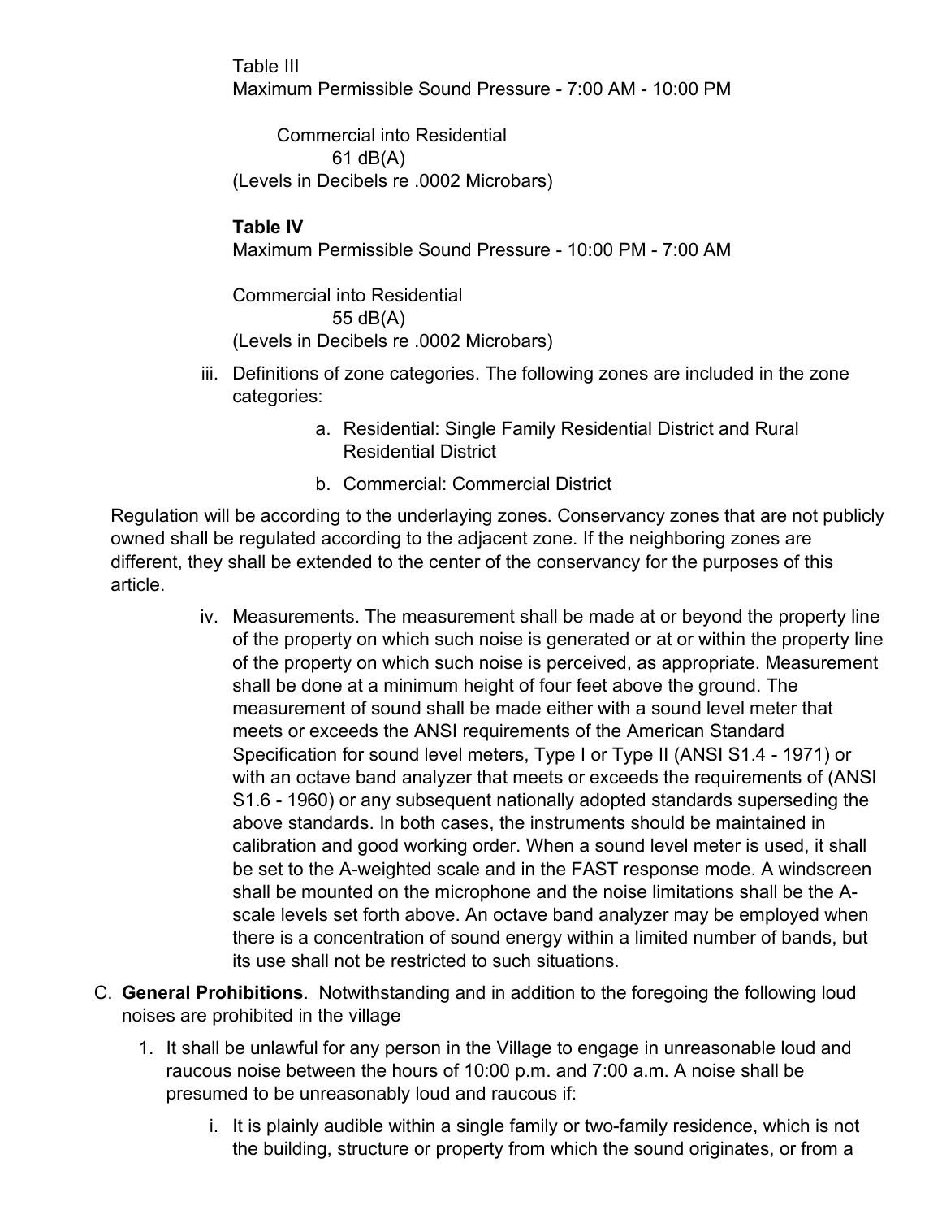Table III
Maximum Permissible Sound Pressure - 7:00 AM - 10:00 PM

Commercial into Residential
61 dB(A)
(Levels in Decibels re .0002 Microbars)

**Table IV**
Maximum Permissible Sound Pressure - 10:00 PM - 7:00 AM

Commercial into Residential
55 dB(A)
(Levels in Decibels re .0002 Microbars)

iii. Definitions of zone categories. The following zones are included in the zone categories:

   a. Residential: Single Family Residential District and Rural Residential District

   b. Commercial: Commercial District

Regulation will be according to the underlaying zones. Conservancy zones that are not publicly owned shall be regulated according to the adjacent zone. If the neighboring zones are different, they shall be extended to the center of the conservancy for the purposes of this article.

iv. Measurements. The measurement shall be made at or beyond the property line of the property on which such noise is generated or at or within the property line of the property on which such noise is perceived, as appropriate. Measurement shall be done at a minimum height of four feet above the ground. The measurement of sound shall be made either with a sound level meter that meets or exceeds the ANSI requirements of the American Standard Specification for sound level meters, Type I or Type II (ANSI S1.4 - 1971) or with an octave band analyzer that meets or exceeds the requirements of (ANSI S1.6 - 1960) or any subsequent nationally adopted standards superseding the above standards. In both cases, the instruments should be maintained in calibration and good working order. When a sound level meter is used, it shall be set to the A-weighted scale and in the FAST response mode. A windscreen shall be mounted on the microphone and the noise limitations shall be the A-scale levels set forth above. An octave band analyzer may be employed when there is a concentration of sound energy within a limited number of bands, but its use shall not be restricted to such situations.

C. **General Prohibitions**. Notwithstanding and in addition to the foregoing the following loud noises are prohibited in the village

1. It shall be unlawful for any person in the Village to engage in unreasonable loud and raucous noise between the hours of 10:00 p.m. and 7:00 a.m. A noise shall be presumed to be unreasonably loud and raucous if:

   i. It is plainly audible within a single family or two-family residence, which is not the building, structure or property from which the sound originates, or from a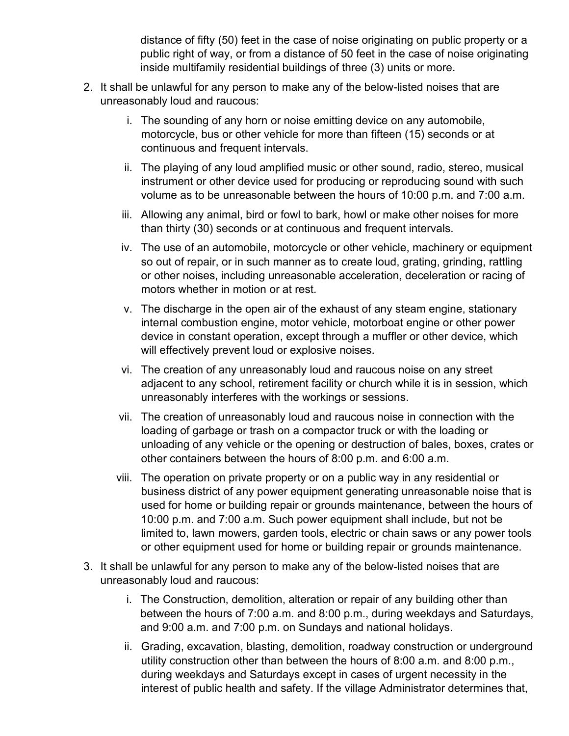distance of fifty (50) feet in the case of noise originating on public property or a public right of way, or from a distance of 50 feet in the case of noise originating inside multifamily residential buildings of three (3) units or more.

2. It shall be unlawful for any person to make any of the below-listed noises that are unreasonably loud and raucous:

    i. The sounding of any horn or noise emitting device on any automobile, motorcycle, bus or other vehicle for more than fifteen (15) seconds or at continuous and frequent intervals.

    ii. The playing of any loud amplified music or other sound, radio, stereo, musical instrument or other device used for producing or reproducing sound with such volume as to be unreasonable between the hours of 10:00 p.m. and 7:00 a.m.

    iii. Allowing any animal, bird or fowl to bark, howl or make other noises for more than thirty (30) seconds or at continuous and frequent intervals.

    iv. The use of an automobile, motorcycle or other vehicle, machinery or equipment so out of repair, or in such manner as to create loud, grating, grinding, rattling or other noises, including unreasonable acceleration, deceleration or racing of motors whether in motion or at rest.

    v. The discharge in the open air of the exhaust of any steam engine, stationary internal combustion engine, motor vehicle, motorboat engine or other power device in constant operation, except through a muffler or other device, which will effectively prevent loud or explosive noises.

    vi. The creation of any unreasonably loud and raucous noise on any street adjacent to any school, retirement facility or church while it is in session, which unreasonably interferes with the workings or sessions.

    vii. The creation of unreasonably loud and raucous noise in connection with the loading of garbage or trash on a compactor truck or with the loading or unloading of any vehicle or the opening or destruction of bales, boxes, crates or other containers between the hours of 8:00 p.m. and 6:00 a.m.

    viii. The operation on private property or on a public way in any residential or business district of any power equipment generating unreasonable noise that is used for home or building repair or grounds maintenance, between the hours of 10:00 p.m. and 7:00 a.m. Such power equipment shall include, but not be limited to, lawn mowers, garden tools, electric or chain saws or any power tools or other equipment used for home or building repair or grounds maintenance.

3. It shall be unlawful for any person to make any of the below-listed noises that are unreasonably loud and raucous:

    i. The Construction, demolition, alteration or repair of any building other than between the hours of 7:00 a.m. and 8:00 p.m., during weekdays and Saturdays, and 9:00 a.m. and 7:00 p.m. on Sundays and national holidays.

    ii. Grading, excavation, blasting, demolition, roadway construction or underground utility construction other than between the hours of 8:00 a.m. and 8:00 p.m., during weekdays and Saturdays except in cases of urgent necessity in the interest of public health and safety. If the village Administrator determines that,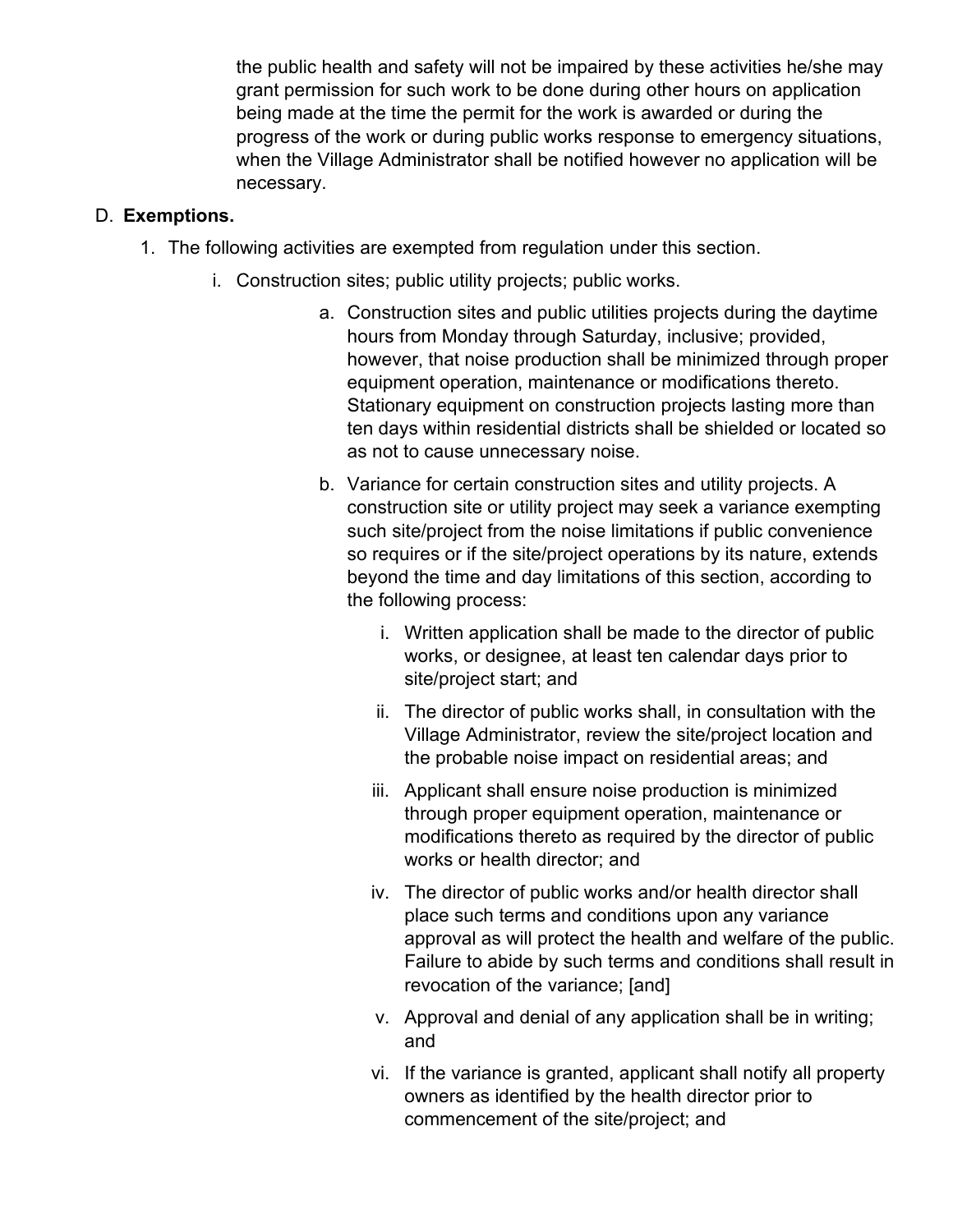the public health and safety will not be impaired by these activities he/she may grant permission for such work to be done during other hours on application being made at the time the permit for the work is awarded or during the progress of the work or during public works response to emergency situations, when the Village Administrator shall be notified however no application will be necessary.

D. **Exemptions.**

1. The following activities are exempted from regulation under this section.

    i. Construction sites; public utility projects; public works.

    a. Construction sites and public utilities projects during the daytime hours from Monday through Saturday, inclusive; provided, however, that noise production shall be minimized through proper equipment operation, maintenance or modifications thereto. Stationary equipment on construction projects lasting more than ten days within residential districts shall be shielded or located so as not to cause unnecessary noise.

    b. Variance for certain construction sites and utility projects. A construction site or utility project may seek a variance exempting such site/project from the noise limitations if public convenience so requires or if the site/project operations by its nature, extends beyond the time and day limitations of this section, according to the following process:

        i. Written application shall be made to the director of public works, or designee, at least ten calendar days prior to site/project start; and

        ii. The director of public works shall, in consultation with the Village Administrator, review the site/project location and the probable noise impact on residential areas; and

        iii. Applicant shall ensure noise production is minimized through proper equipment operation, maintenance or modifications thereto as required by the director of public works or health director; and

        iv. The director of public works and/or health director shall place such terms and conditions upon any variance approval as will protect the health and welfare of the public. Failure to abide by such terms and conditions shall result in revocation of the variance; [and]

        v. Approval and denial of any application shall be in writing; and

        vi. If the variance is granted, applicant shall notify all property owners as identified by the health director prior to commencement of the site/project; and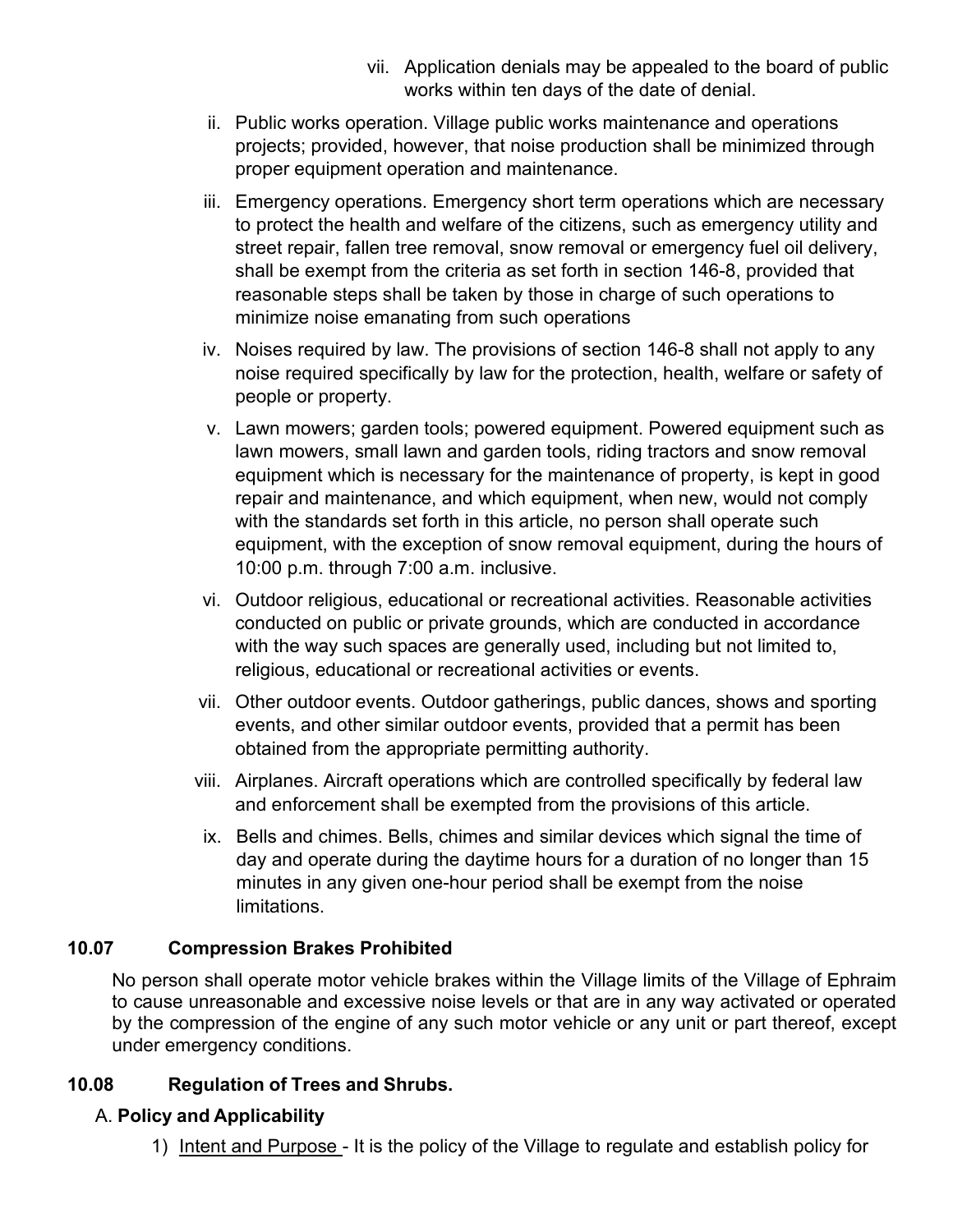vii. Application denials may be appealed to the board of public works within ten days of the date of denial.

ii. Public works operation. Village public works maintenance and operations projects; provided, however, that noise production shall be minimized through proper equipment operation and maintenance.

iii. Emergency operations. Emergency short term operations which are necessary to protect the health and welfare of the citizens, such as emergency utility and street repair, fallen tree removal, snow removal or emergency fuel oil delivery, shall be exempt from the criteria as set forth in section 146-8, provided that reasonable steps shall be taken by those in charge of such operations to minimize noise emanating from such operations

iv. Noises required by law. The provisions of section 146-8 shall not apply to any noise required specifically by law for the protection, health, welfare or safety of people or property.

v. Lawn mowers; garden tools; powered equipment. Powered equipment such as lawn mowers, small lawn and garden tools, riding tractors and snow removal equipment which is necessary for the maintenance of property, is kept in good repair and maintenance, and which equipment, when new, would not comply with the standards set forth in this article, no person shall operate such equipment, with the exception of snow removal equipment, during the hours of 10:00 p.m. through 7:00 a.m. inclusive.

vi. Outdoor religious, educational or recreational activities. Reasonable activities conducted on public or private grounds, which are conducted in accordance with the way such spaces are generally used, including but not limited to, religious, educational or recreational activities or events.

vii. Other outdoor events. Outdoor gatherings, public dances, shows and sporting events, and other similar outdoor events, provided that a permit has been obtained from the appropriate permitting authority.

viii. Airplanes. Aircraft operations which are controlled specifically by federal law and enforcement shall be exempted from the provisions of this article.

ix. Bells and chimes. Bells, chimes and similar devices which signal the time of day and operate during the daytime hours for a duration of no longer than 15 minutes in any given one-hour period shall be exempt from the noise limitations.

## 10.07 Compression Brakes Prohibited

No person shall operate motor vehicle brakes within the Village limits of the Village of Ephraim to cause unreasonable and excessive noise levels or that are in any way activated or operated by the compression of the engine of any such motor vehicle or any unit or part thereof, except under emergency conditions.

## 10.08 Regulation of Trees and Shrubs.

### A. Policy and Applicability

1) Intent and Purpose - It is the policy of the Village to regulate and establish policy for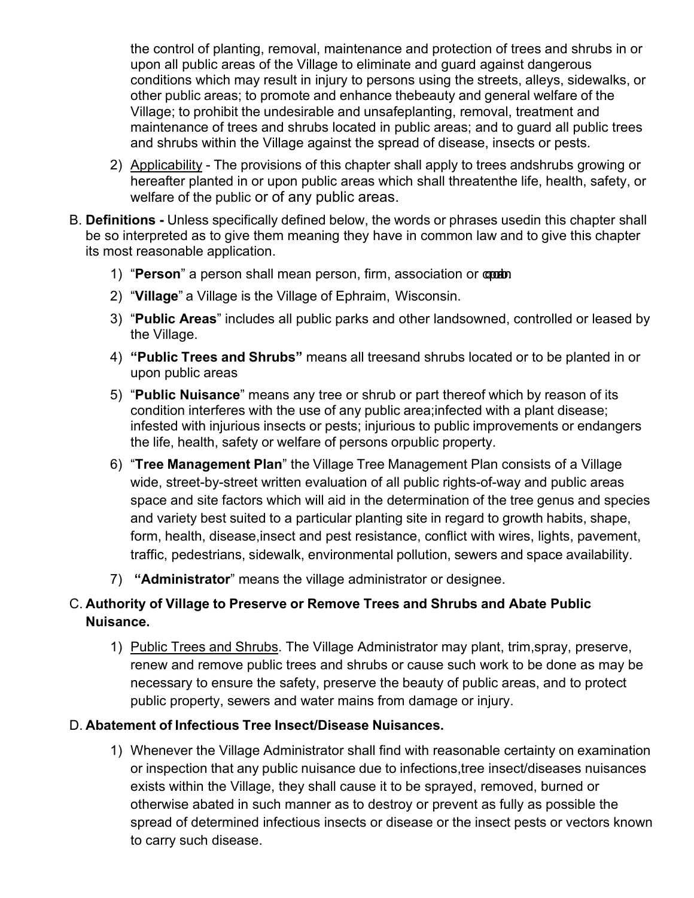the control of planting, removal, maintenance and protection of trees and shrubs in or upon all public areas of the Village to eliminate and guard against dangerous conditions which may result in injury to persons using the streets, alleys, sidewalks, or other public areas; to promote and enhance thebeauty and general welfare of the Village; to prohibit the undesirable and unsafeplanting, removal, treatment and maintenance of trees and shrubs located in public areas; and to guard all public trees and shrubs within the Village against the spread of disease, insects or pests.

2) Applicability - The provisions of this chapter shall apply to trees andshrubs growing or hereafter planted in or upon public areas which shall threatenthe life, health, safety, or welfare of the public or of any public areas.

B. **Definitions -** Unless specifically defined below, the words or phrases usedin this chapter shall be so interpreted as to give them meaning they have in common law and to give this chapter its most reasonable application.

1) "**Person**" a person shall mean person, firm, association or corporation
2) "**Village**" a Village is the Village of Ephraim, Wisconsin.
3) "**Public Areas**" includes all public parks and other landsowned, controlled or leased by the Village.
4) **"Public Trees and Shrubs"** means all treesand shrubs located or to be planted in or upon public areas
5) "**Public Nuisance**" means any tree or shrub or part thereof which by reason of its condition interferes with the use of any public area;infected with a plant disease; infested with injurious insects or pests; injurious to public improvements or endangers the life, health, safety or welfare of persons orpublic property.
6) "**Tree Management Plan**" the Village Tree Management Plan consists of a Village wide, street-by-street written evaluation of all public rights-of-way and public areas space and site factors which will aid in the determination of the tree genus and species and variety best suited to a particular planting site in regard to growth habits, shape, form, health, disease,insect and pest resistance, conflict with wires, lights, pavement, traffic, pedestrians, sidewalk, environmental pollution, sewers and space availability.
7) **"Administrator**" means the village administrator or designee.

C. **Authority of Village to Preserve or Remove Trees and Shrubs and Abate Public Nuisance.**

1) Public Trees and Shrubs. The Village Administrator may plant, trim,spray, preserve, renew and remove public trees and shrubs or cause such work to be done as may be necessary to ensure the safety, preserve the beauty of public areas, and to protect public property, sewers and water mains from damage or injury.

D. **Abatement of Infectious Tree Insect/Disease Nuisances.**

1) Whenever the Village Administrator shall find with reasonable certainty on examination or inspection that any public nuisance due to infections,tree insect/diseases nuisances exists within the Village, they shall cause it to be sprayed, removed, burned or otherwise abated in such manner as to destroy or prevent as fully as possible the spread of determined infectious insects or disease or the insect pests or vectors known to carry such disease.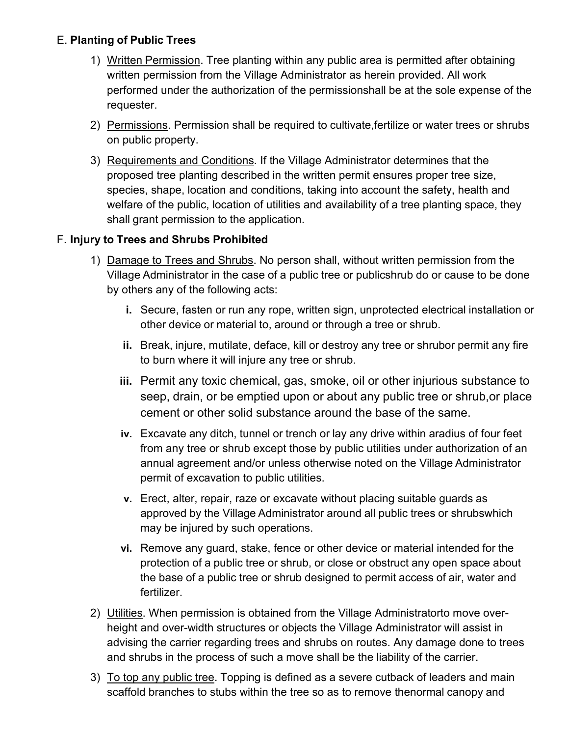E. **Planting of Public Trees**

1) Written Permission. Tree planting within any public area is permitted after obtaining written permission from the Village Administrator as herein provided. All work performed under the authorization of the permissionshall be at the sole expense of the requester.

2) Permissions. Permission shall be required to cultivate,fertilize or water trees or shrubs on public property.

3) Requirements and Conditions. If the Village Administrator determines that the proposed tree planting described in the written permit ensures proper tree size, species, shape, location and conditions, taking into account the safety, health and welfare of the public, location of utilities and availability of a tree planting space, they shall grant permission to the application.

F. **Injury to Trees and Shrubs Prohibited**

1) Damage to Trees and Shrubs. No person shall, without written permission from the Village Administrator in the case of a public tree or publicshrub do or cause to be done by others any of the following acts:

   **i.** Secure, fasten or run any rope, written sign, unprotected electrical installation or other device or material to, around or through a tree or shrub.

   **ii.** Break, injure, mutilate, deface, kill or destroy any tree or shrubor permit any fire to burn where it will injure any tree or shrub.

   **iii.** Permit any toxic chemical, gas, smoke, oil or other injurious substance to seep, drain, or be emptied upon or about any public tree or shrub,or place cement or other solid substance around the base of the same.

   **iv.** Excavate any ditch, tunnel or trench or lay any drive within aradius of four feet from any tree or shrub except those by public utilities under authorization of an annual agreement and/or unless otherwise noted on the Village Administrator permit of excavation to public utilities.

   **v.** Erect, alter, repair, raze or excavate without placing suitable guards as approved by the Village Administrator around all public trees or shrubswhich may be injured by such operations.

   **vi.** Remove any guard, stake, fence or other device or material intended for the protection of a public tree or shrub, or close or obstruct any open space about the base of a public tree or shrub designed to permit access of air, water and fertilizer.

2) Utilities. When permission is obtained from the Village Administratorto move over-height and over-width structures or objects the Village Administrator will assist in advising the carrier regarding trees and shrubs on routes. Any damage done to trees and shrubs in the process of such a move shall be the liability of the carrier.

3) To top any public tree. Topping is defined as a severe cutback of leaders and main scaffold branches to stubs within the tree so as to remove thenormal canopy and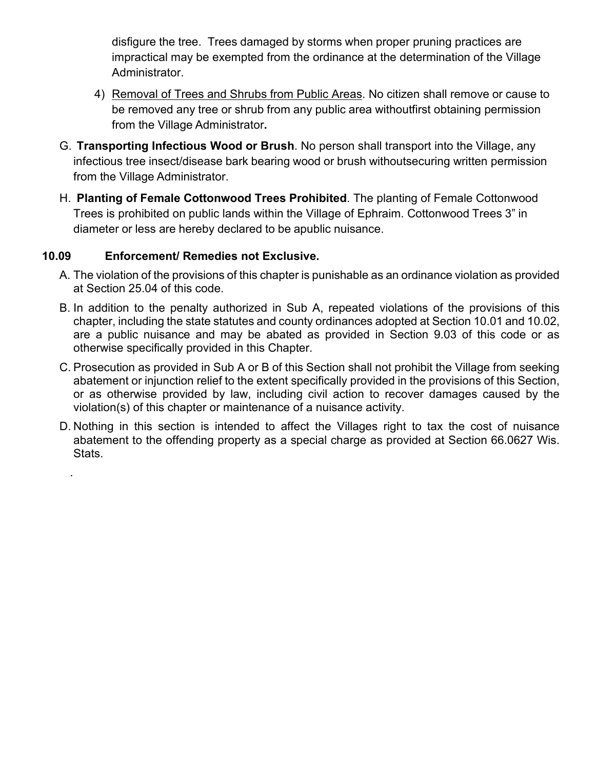disfigure the tree. Trees damaged by storms when proper pruning practices are impractical may be exempted from the ordinance at the determination of the Village Administrator.

4) Removal of Trees and Shrubs from Public Areas. No citizen shall remove or cause to be removed any tree or shrub from any public area withoutfirst obtaining permission from the Village Administrator**.**

G. **Transporting Infectious Wood or Brush**. No person shall transport into the Village, any infectious tree insect/disease bark bearing wood or brush withoutsecuring written permission from the Village Administrator.

H. **Planting of Female Cottonwood Trees Prohibited**. The planting of Female Cottonwood Trees is prohibited on public lands within the Village of Ephraim. Cottonwood Trees 3" in diameter or less are hereby declared to be apublic nuisance.

### 10.09 Enforcement/ Remedies not Exclusive.

A. The violation of the provisions of this chapter is punishable as an ordinance violation as provided at Section 25.04 of this code.

B. In addition to the penalty authorized in Sub A, repeated violations of the provisions of this chapter, including the state statutes and county ordinances adopted at Section 10.01 and 10.02, are a public nuisance and may be abated as provided in Section 9.03 of this code or as otherwise specifically provided in this Chapter.

C. Prosecution as provided in Sub A or B of this Section shall not prohibit the Village from seeking abatement or injunction relief to the extent specifically provided in the provisions of this Section, or as otherwise provided by law, including civil action to recover damages caused by the violation(s) of this chapter or maintenance of a nuisance activity.

D. Nothing in this section is intended to affect the Villages right to tax the cost of nuisance abatement to the offending property as a special charge as provided at Section 66.0627 Wis. Stats.

.